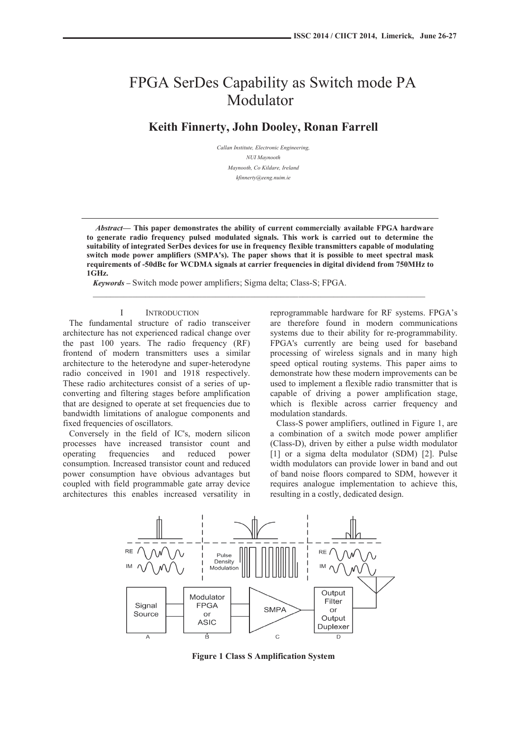# FPGA SerDes Capability as Switch mode PA Modulator

**Keith Finnerty, John Dooley, Ronan Farrell**

*Callan Institute, Electronic Engineering,*
*NUI Maynooth*
*Maynooth, Co Kildare, Ireland*
*kfinnerty@eeng.nuim.ie*

***Abstract*— This paper demonstrates the ability of current commercially available FPGA hardware to generate radio frequency pulsed modulated signals. This work is carried out to determine the suitability of integrated SerDes devices for use in frequency flexible transmitters capable of modulating switch mode power amplifiers (SMPA's). The paper shows that it is possible to meet spectral mask requirements of -50dBc for WCDMA signals at carrier frequencies in digital dividend from 750MHz to 1GHz.**

***Keywords* –** Switch mode power amplifiers; Sigma delta; Class-S; FPGA.

## I INTRODUCTION

The fundamental structure of radio transceiver architecture has not experienced radical change over the past 100 years. The radio frequency (RF) frontend of modern transmitters uses a similar architecture to the heterodyne and super-heterodyne radio conceived in 1901 and 1918 respectively. These radio architectures consist of a series of up-converting and filtering stages before amplification that are designed to operate at set frequencies due to bandwidth limitations of analogue components and fixed frequencies of oscillators.

Conversely in the field of IC's, modern silicon processes have increased transistor count and operating frequencies and reduced power consumption. Increased transistor count and reduced power consumption have obvious advantages but coupled with field programmable gate array device architectures this enables increased versatility in reprogrammable hardware for RF systems. FPGA's are therefore found in modern communications systems due to their ability for re-programmability. FPGA's currently are being used for baseband processing of wireless signals and in many high speed optical routing systems. This paper aims to demonstrate how these modern improvements can be used to implement a flexible radio transmitter that is capable of driving a power amplification stage, which is flexible across carrier frequency and modulation standards.

Class-S power amplifiers, outlined in Figure 1, are a combination of a switch mode power amplifier (Class-D), driven by either a pulse width modulator [1] or a sigma delta modulator (SDM) [2]. Pulse width modulators can provide lower in band and out of band noise floors compared to SDM, however it requires analogue implementation to achieve this, resulting in a costly, dedicated design.

**Figure 1 Class S Amplification System**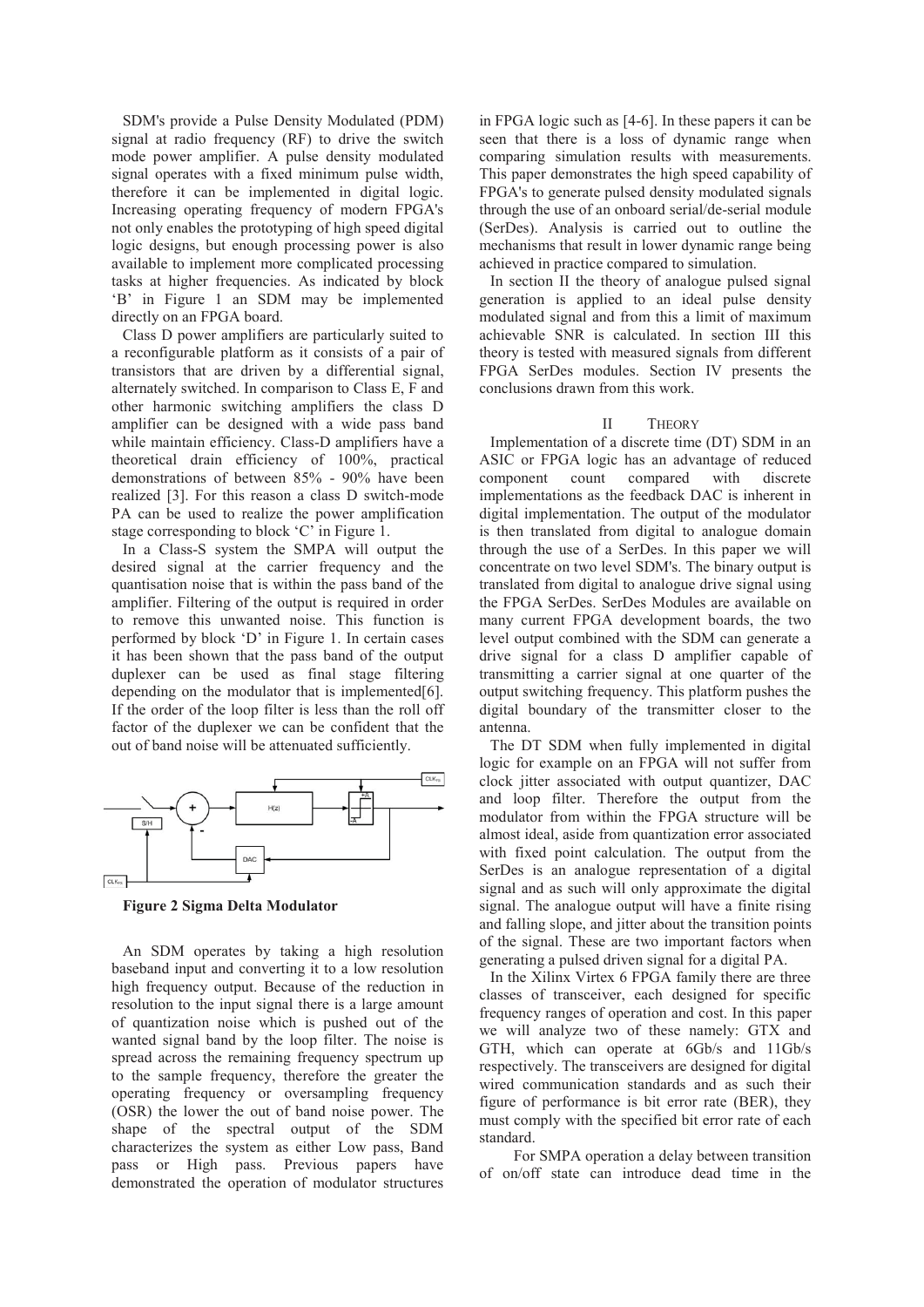SDM's provide a Pulse Density Modulated (PDM) signal at radio frequency (RF) to drive the switch mode power amplifier. A pulse density modulated signal operates with a fixed minimum pulse width, therefore it can be implemented in digital logic. Increasing operating frequency of modern FPGA's not only enables the prototyping of high speed digital logic designs, but enough processing power is also available to implement more complicated processing tasks at higher frequencies. As indicated by block 'B' in Figure 1 an SDM may be implemented directly on an FPGA board.

Class D power amplifiers are particularly suited to a reconfigurable platform as it consists of a pair of transistors that are driven by a differential signal, alternately switched. In comparison to Class E, F and other harmonic switching amplifiers the class D amplifier can be designed with a wide pass band while maintain efficiency. Class-D amplifiers have a theoretical drain efficiency of 100%, practical demonstrations of between 85% - 90% have been realized [3]. For this reason a class D switch-mode PA can be used to realize the power amplification stage corresponding to block 'C' in Figure 1.

In a Class-S system the SMPA will output the desired signal at the carrier frequency and the quantisation noise that is within the pass band of the amplifier. Filtering of the output is required in order to remove this unwanted noise. This function is performed by block 'D' in Figure 1. In certain cases it has been shown that the pass band of the output duplexer can be used as final stage filtering depending on the modulator that is implemented[6]. If the order of the loop filter is less than the roll off factor of the duplexer we can be confident that the out of band noise will be attenuated sufficiently.

**Figure 2 Sigma Delta Modulator**

An SDM operates by taking a high resolution baseband input and converting it to a low resolution high frequency output. Because of the reduction in resolution to the input signal there is a large amount of quantization noise which is pushed out of the wanted signal band by the loop filter. The noise is spread across the remaining frequency spectrum up to the sample frequency, therefore the greater the operating frequency or oversampling frequency (OSR) the lower the out of band noise power. The shape of the spectral output of the SDM characterizes the system as either Low pass, Band pass or High pass. Previous papers have demonstrated the operation of modulator structures in FPGA logic such as [4-6]. In these papers it can be seen that there is a loss of dynamic range when comparing simulation results with measurements. This paper demonstrates the high speed capability of FPGA's to generate pulsed density modulated signals through the use of an onboard serial/de-serial module (SerDes). Analysis is carried out to outline the mechanisms that result in lower dynamic range being achieved in practice compared to simulation.

In section II the theory of analogue pulsed signal generation is applied to an ideal pulse density modulated signal and from this a limit of maximum achievable SNR is calculated. In section III this theory is tested with measured signals from different FPGA SerDes modules. Section IV presents the conclusions drawn from this work.

## II THEORY

Implementation of a discrete time (DT) SDM in an ASIC or FPGA logic has an advantage of reduced component count compared with discrete implementations as the feedback DAC is inherent in digital implementation. The output of the modulator is then translated from digital to analogue domain through the use of a SerDes. In this paper we will concentrate on two level SDM's. The binary output is translated from digital to analogue drive signal using the FPGA SerDes. SerDes Modules are available on many current FPGA development boards, the two level output combined with the SDM can generate a drive signal for a class D amplifier capable of transmitting a carrier signal at one quarter of the output switching frequency. This platform pushes the digital boundary of the transmitter closer to the antenna.

The DT SDM when fully implemented in digital logic for example on an FPGA will not suffer from clock jitter associated with output quantizer, DAC and loop filter. Therefore the output from the modulator from within the FPGA structure will be almost ideal, aside from quantization error associated with fixed point calculation. The output from the SerDes is an analogue representation of a digital signal and as such will only approximate the digital signal. The analogue output will have a finite rising and falling slope, and jitter about the transition points of the signal. These are two important factors when generating a pulsed driven signal for a digital PA.

In the Xilinx Virtex 6 FPGA family there are three classes of transceiver, each designed for specific frequency ranges of operation and cost. In this paper we will analyze two of these namely: GTX and GTH, which can operate at 6Gb/s and 11Gb/s respectively. The transceivers are designed for digital wired communication standards and as such their figure of performance is bit error rate (BER), they must comply with the specified bit error rate of each standard.

For SMPA operation a delay between transition of on/off state can introduce dead time in the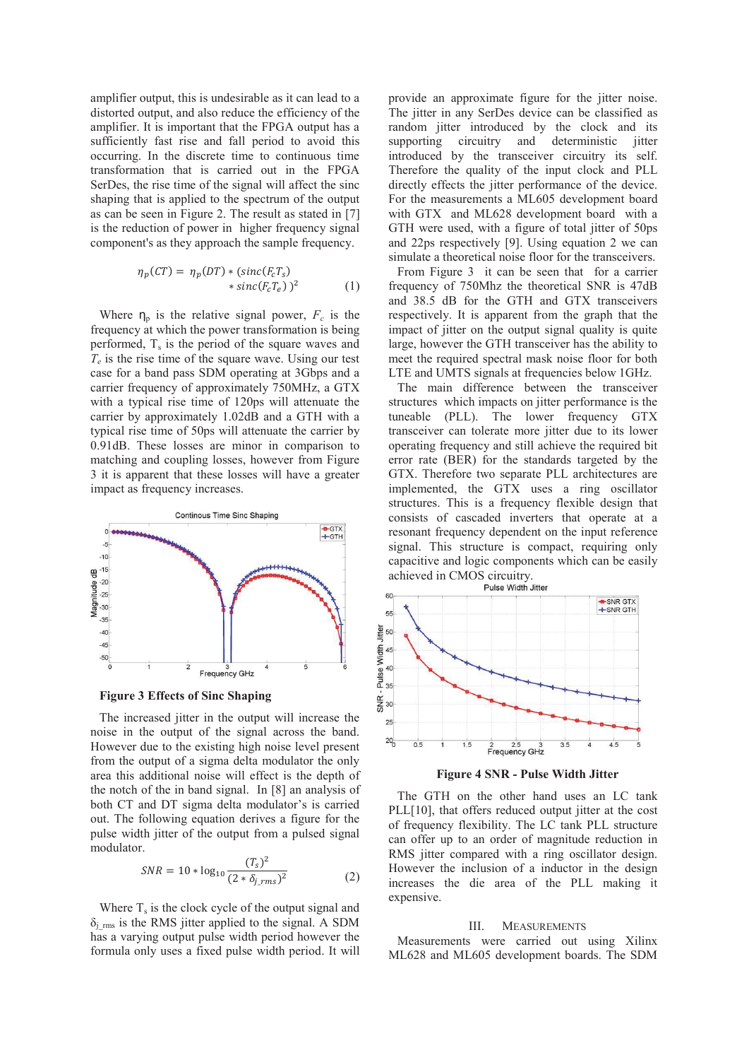amplifier output, this is undesirable as it can lead to a distorted output, and also reduce the efficiency of the amplifier. It is important that the FPGA output has a sufficiently fast rise and fall period to avoid this occurring. In the discrete time to continuous time transformation that is carried out in the FPGA SerDes, the rise time of the signal will affect the sinc shaping that is applied to the spectrum of the output as can be seen in Figure 2. The result as stated in [7] is the reduction of power in higher frequency signal component's as they approach the sample frequency.

$$\eta_p(CT) = \eta_p(DT) * (sinc(F_c T_s) * sinc(F_c T_e))^2 \qquad (1)$$

Where $\eta_p$ is the relative signal power, $F_c$ is the frequency at which the power transformation is being performed, $T_s$ is the period of the square waves and $T_e$ is the rise time of the square wave. Using our test case for a band pass SDM operating at 3Gbps and a carrier frequency of approximately 750MHz, a GTX with a typical rise time of 120ps will attenuate the carrier by approximately 1.02dB and a GTH with a typical rise time of 50ps will attenuate the carrier by 0.91dB. These losses are minor in comparison to matching and coupling losses, however from Figure 3 it is apparent that these losses will have a greater impact as frequency increases.

**Figure 3 Effects of Sinc Shaping**

The increased jitter in the output will increase the noise in the output of the signal across the band. However due to the existing high noise level present from the output of a sigma delta modulator the only area this additional noise will effect is the depth of the notch of the in band signal. In [8] an analysis of both CT and DT sigma delta modulator's is carried out. The following equation derives a figure for the pulse width jitter of the output from a pulsed signal modulator.

$$SNR = 10 * \log_{10} \frac{(T_s)^2}{(2 * \delta_{j\_rms})^2} \qquad (2)$$

Where $T_s$ is the clock cycle of the output signal and $\delta_{j\_rms}$ is the RMS jitter applied to the signal. A SDM has a varying output pulse width period however the formula only uses a fixed pulse width period. It will provide an approximate figure for the jitter noise. The jitter in any SerDes device can be classified as random jitter introduced by the clock and its supporting circuitry and deterministic jitter introduced by the transceiver circuitry its self. Therefore the quality of the input clock and PLL directly effects the jitter performance of the device. For the measurements a ML605 development board with GTX and ML628 development board with a GTH were used, with a figure of total jitter of 50ps and 22ps respectively [9]. Using equation 2 we can simulate a theoretical noise floor for the transceivers.

From Figure 3 it can be seen that for a carrier frequency of 750Mhz the theoretical SNR is 47dB and 38.5 dB for the GTH and GTX transceivers respectively. It is apparent from the graph that the impact of jitter on the output signal quality is quite large, however the GTH transceiver has the ability to meet the required spectral mask noise floor for both LTE and UMTS signals at frequencies below 1GHz.

The main difference between the transceiver structures which impacts on jitter performance is the tuneable (PLL). The lower frequency GTX transceiver can tolerate more jitter due to its lower operating frequency and still achieve the required bit error rate (BER) for the standards targeted by the GTX. Therefore two separate PLL architectures are implemented, the GTX uses a ring oscillator structures. This is a frequency flexible design that consists of cascaded inverters that operate at a resonant frequency dependent on the input reference signal. This structure is compact, requiring only capacitive and logic components which can be easily achieved in CMOS circuitry.

**Figure 4 SNR - Pulse Width Jitter**

The GTH on the other hand uses an LC tank PLL[10], that offers reduced output jitter at the cost of frequency flexibility. The LC tank PLL structure can offer up to an order of magnitude reduction in RMS jitter compared with a ring oscillator design. However the inclusion of a inductor in the design increases the die area of the PLL making it expensive.

## III. Measurements

Measurements were carried out using Xilinx ML628 and ML605 development boards. The SDM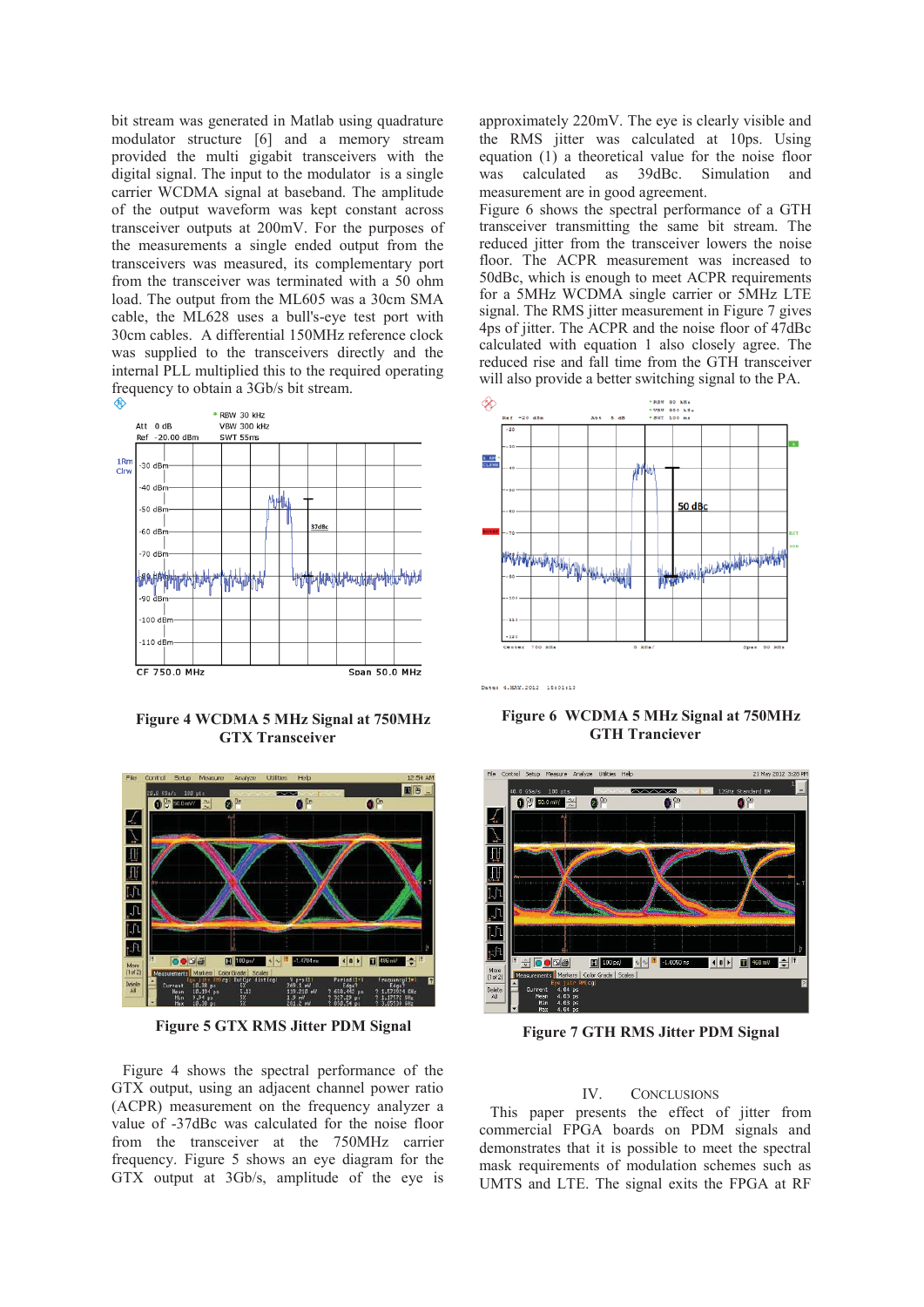bit stream was generated in Matlab using quadrature modulator structure [6] and a memory stream provided the multi gigabit transceivers with the digital signal. The input to the modulator is a single carrier WCDMA signal at baseband. The amplitude of the output waveform was kept constant across transceiver outputs at 200mV. For the purposes of the measurements a single ended output from the transceivers was measured, its complementary port from the transceiver was terminated with a 50 ohm load. The output from the ML605 was a 30cm SMA cable, the ML628 uses a bull's-eye test port with 30cm cables. A differential 150MHz reference clock was supplied to the transceivers directly and the internal PLL multiplied this to the required operating frequency to obtain a 3Gb/s bit stream.

**Figure 4 WCDMA 5 MHz Signal at 750MHz GTX Transceiver**

**Figure 5 GTX RMS Jitter PDM Signal**

Figure 4 shows the spectral performance of the GTX output, using an adjacent channel power ratio (ACPR) measurement on the frequency analyzer a value of -37dBc was calculated for the noise floor from the transceiver at the 750MHz carrier frequency. Figure 5 shows an eye diagram for the GTX output at 3Gb/s, amplitude of the eye is approximately 220mV. The eye is clearly visible and the RMS jitter was calculated at 10ps. Using equation (1) a theoretical value for the noise floor was calculated as 39dBc. Simulation and measurement are in good agreement.

Figure 6 shows the spectral performance of a GTH transceiver transmitting the same bit stream. The reduced jitter from the transceiver lowers the noise floor. The ACPR measurement was increased to 50dBc, which is enough to meet ACPR requirements for a 5MHz WCDMA single carrier or 5MHz LTE signal. The RMS jitter measurement in Figure 7 gives 4ps of jitter. The ACPR and the noise floor of 47dBc calculated with equation 1 also closely agree. The reduced rise and fall time from the GTH transceiver will also provide a better switching signal to the PA.

**Figure 6 WCDMA 5 MHz Signal at 750MHz GTH Tranceiver**

**Figure 7 GTH RMS Jitter PDM Signal**

## IV. Conclusions

This paper presents the effect of jitter from commercial FPGA boards on PDM signals and demonstrates that it is possible to meet the spectral mask requirements of modulation schemes such as UMTS and LTE. The signal exits the FPGA at RF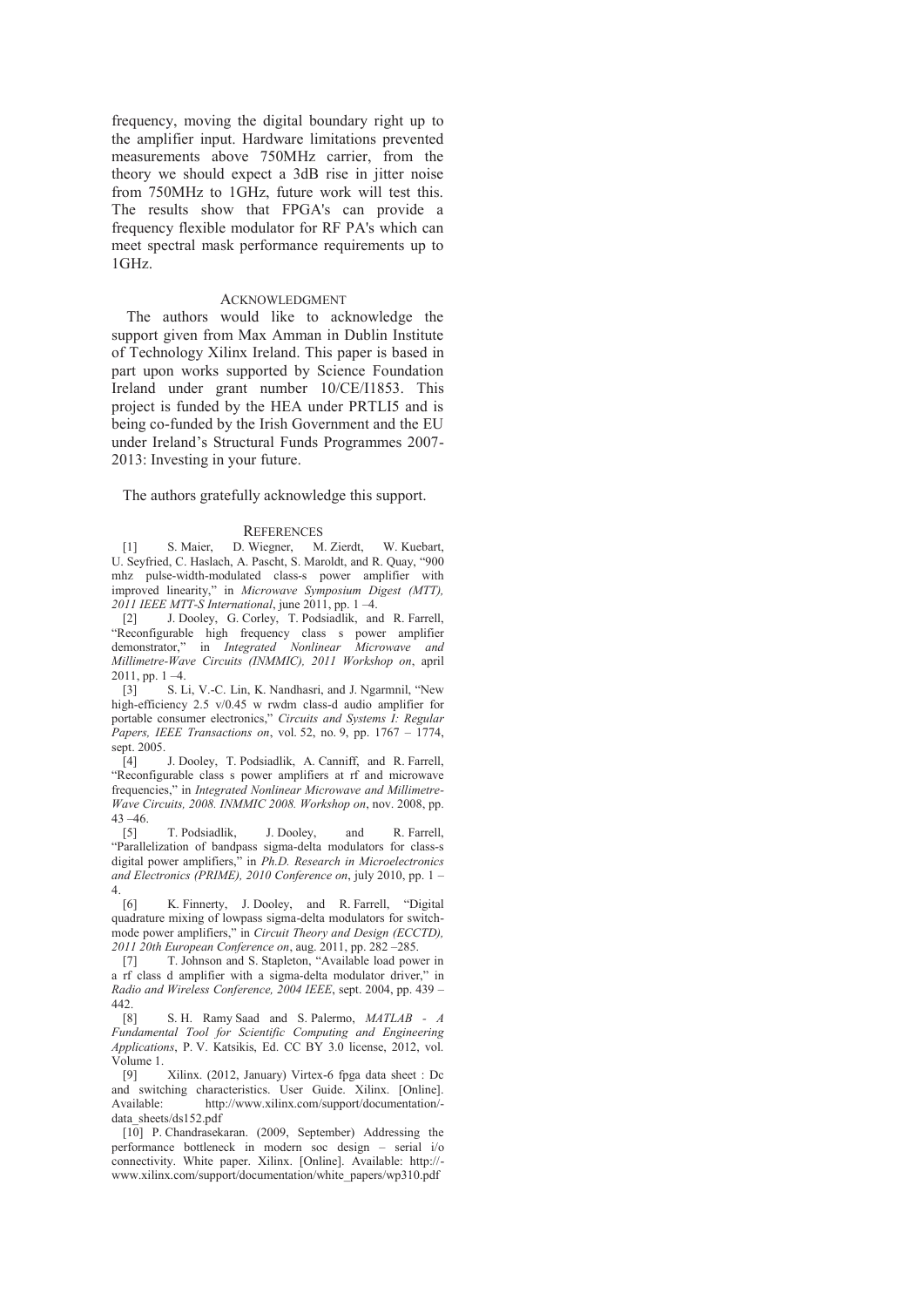frequency, moving the digital boundary right up to the amplifier input. Hardware limitations prevented measurements above 750MHz carrier, from the theory we should expect a 3dB rise in jitter noise from 750MHz to 1GHz, future work will test this. The results show that FPGA's can provide a frequency flexible modulator for RF PA's which can meet spectral mask performance requirements up to 1GHz.

## Acknowledgment

The authors would like to acknowledge the support given from Max Amman in Dublin Institute of Technology Xilinx Ireland. This paper is based in part upon works supported by Science Foundation Ireland under grant number 10/CE/I1853. This project is funded by the HEA under PRTLI5 and is being co-funded by the Irish Government and the EU under Ireland's Structural Funds Programmes 2007-2013: Investing in your future.

The authors gratefully acknowledge this support.

## References

[1] S. Maier, D. Wiegner, M. Zierdt, W. Kuebart, U. Seyfried, C. Haslach, A. Pascht, S. Maroldt, and R. Quay, "900 mhz pulse-width-modulated class-s power amplifier with improved linearity," in *Microwave Symposium Digest (MTT), 2011 IEEE MTT-S International*, june 2011, pp. 1 –4.

[2] J. Dooley, G. Corley, T. Podsiadlik, and R. Farrell, "Reconfigurable high frequency class s power amplifier demonstrator," in *Integrated Nonlinear Microwave and Millimetre-Wave Circuits (INMMIC), 2011 Workshop on*, april 2011, pp. 1 –4.

[3] S. Li, V.-C. Lin, K. Nandhasri, and J. Ngarmnil, "New high-efficiency 2.5 v/0.45 w rwdm class-d audio amplifier for portable consumer electronics," *Circuits and Systems I: Regular Papers, IEEE Transactions on*, vol. 52, no. 9, pp. 1767 – 1774, sept. 2005.

[4] J. Dooley, T. Podsiadlik, A. Canniff, and R. Farrell, "Reconfigurable class s power amplifiers at rf and microwave frequencies," in *Integrated Nonlinear Microwave and Millimetre-Wave Circuits, 2008. INMMIC 2008. Workshop on*, nov. 2008, pp. 43 –46.

[5] T. Podsiadlik, J. Dooley, and R. Farrell, "Parallelization of bandpass sigma-delta modulators for class-s digital power amplifiers," in *Ph.D. Research in Microelectronics and Electronics (PRIME), 2010 Conference on*, july 2010, pp. 1 – 4.

[6] K. Finnerty, J. Dooley, and R. Farrell, "Digital quadrature mixing of lowpass sigma-delta modulators for switch-mode power amplifiers," in *Circuit Theory and Design (ECCTD), 2011 20th European Conference on*, aug. 2011, pp. 282 –285.

[7] T. Johnson and S. Stapleton, "Available load power in a rf class d amplifier with a sigma-delta modulator driver," in *Radio and Wireless Conference, 2004 IEEE*, sept. 2004, pp. 439 – 442.

[8] S. H. Ramy Saad and S. Palermo, *MATLAB - A Fundamental Tool for Scientific Computing and Engineering Applications*, P. V. Katsikis, Ed. CC BY 3.0 license, 2012, vol. Volume 1.

[9] Xilinx. (2012, January) Virtex-6 fpga data sheet : Dc and switching characteristics. User Guide. Xilinx. [Online]. Available: http://www.xilinx.com/support/documentation/-data_sheets/ds152.pdf

[10] P. Chandrasekaran. (2009, September) Addressing the performance bottleneck in modern soc design – serial i/o connectivity. White paper. Xilinx. [Online]. Available: http://-www.xilinx.com/support/documentation/white_papers/wp310.pdf